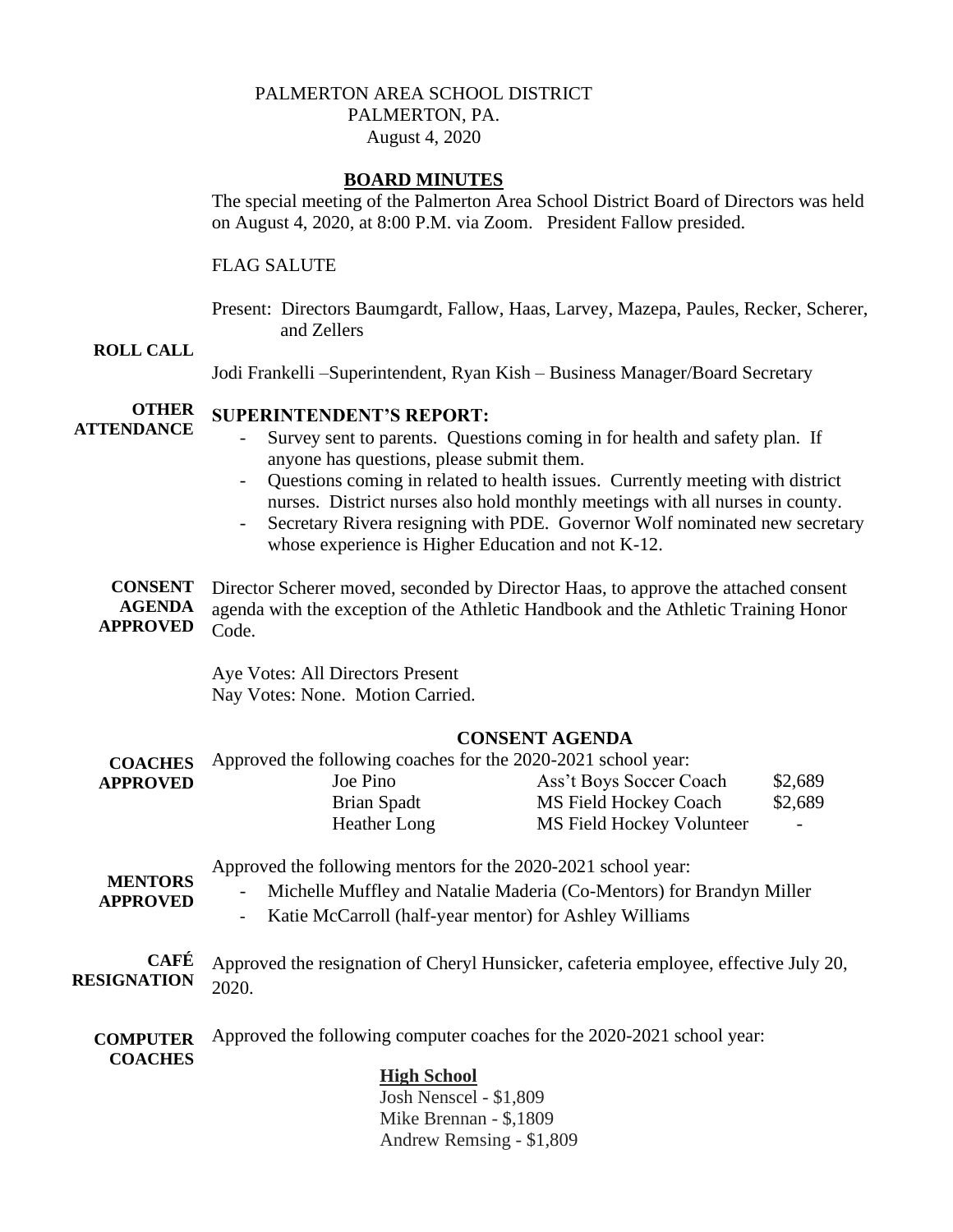PALMERTON AREA SCHOOL DISTRICT
PALMERTON, PA.
August 4, 2020

## BOARD MINUTES

The special meeting of the Palmerton Area School District Board of Directors was held on August 4, 2020, at 8:00 P.M. via Zoom. President Fallow presided.

FLAG SALUTE

**ROLL CALL**

Present: Directors Baumgardt, Fallow, Haas, Larvey, Mazepa, Paules, Recker, Scherer, and Zellers

**OTHER ATTENDANCE**

Jodi Frankelli –Superintendent, Ryan Kish – Business Manager/Board Secretary

**SUPERINTENDENT'S REPORT:**

- Survey sent to parents. Questions coming in for health and safety plan. If anyone has questions, please submit them.
- Questions coming in related to health issues. Currently meeting with district nurses. District nurses also hold monthly meetings with all nurses in county.
- Secretary Rivera resigning with PDE. Governor Wolf nominated new secretary whose experience is Higher Education and not K-12.

**CONSENT AGENDA APPROVED**

Director Scherer moved, seconded by Director Haas, to approve the attached consent agenda with the exception of the Athletic Handbook and the Athletic Training Honor Code.

Aye Votes: All Directors Present
Nay Votes: None. Motion Carried.

## CONSENT AGENDA

**COACHES APPROVED**

Approved the following coaches for the 2020-2021 school year:

| | | |
|---|---|---|
| Joe Pino | Ass't Boys Soccer Coach | \$2,689 |
| Brian Spadt | MS Field Hockey Coach | \$2,689 |
| Heather Long | MS Field Hockey Volunteer | - |

**MENTORS APPROVED**

Approved the following mentors for the 2020-2021 school year:

- Michelle Muffley and Natalie Maderia (Co-Mentors) for Brandyn Miller
- Katie McCarroll (half-year mentor) for Ashley Williams

**CAFÉ RESIGNATION**

Approved the resignation of Cheryl Hunsicker, cafeteria employee, effective July 20, 2020.

**COMPUTER COACHES**

Approved the following computer coaches for the 2020-2021 school year:

**High School**
Josh Nenscel - \$1,809
Mike Brennan - \$,1809
Andrew Remsing - \$1,809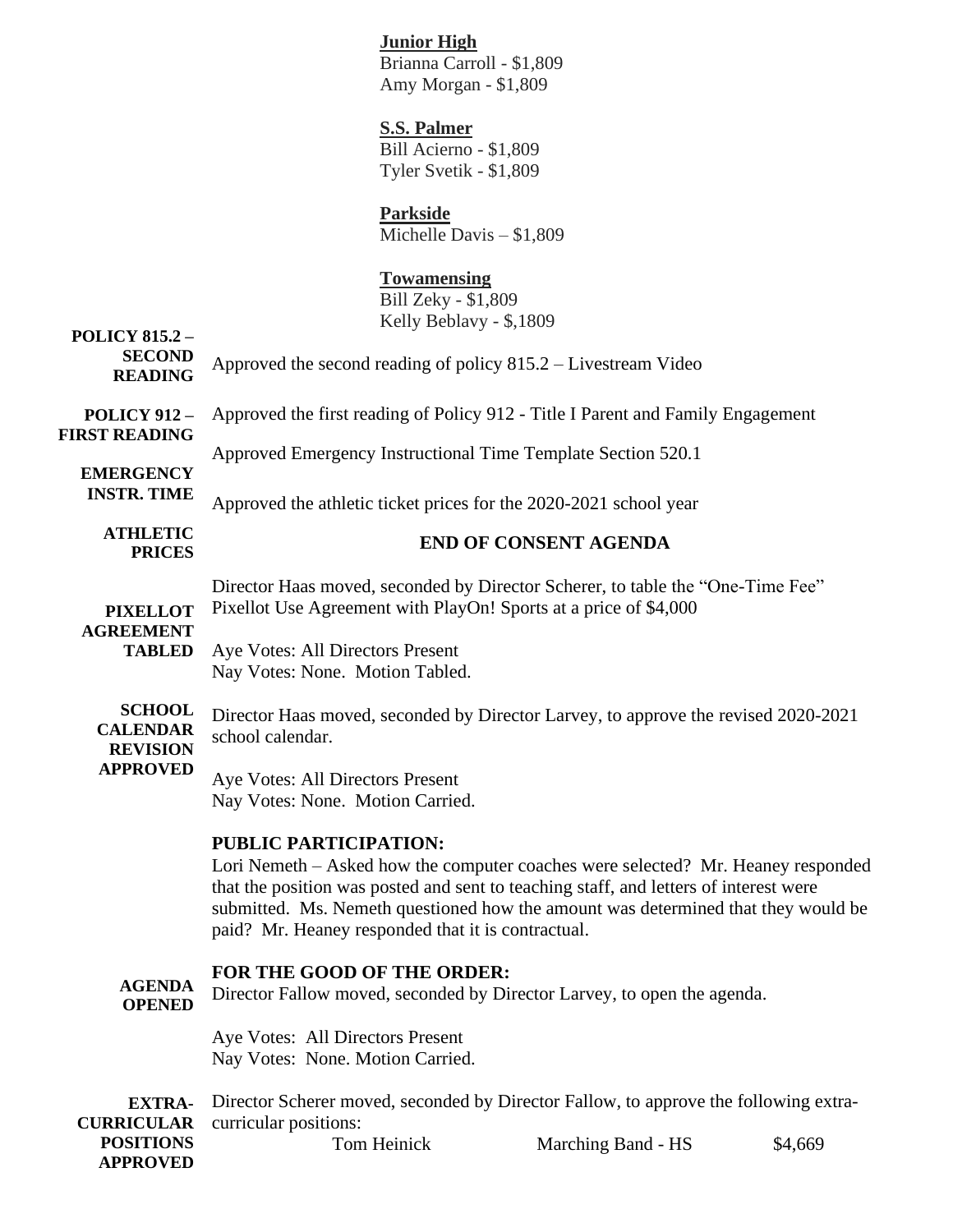**Junior High**
Brianna Carroll - $1,809
Amy Morgan - $1,809

**S.S. Palmer**
Bill Acierno - $1,809
Tyler Svetik - $1,809

**Parkside**
Michelle Davis – $1,809

**Towamensing**
Bill Zeky - $1,809
Kelly Beblavy - $,1809

**POLICY 815.2 – SECOND READING**

Approved the second reading of policy 815.2 – Livestream Video

**POLICY 912 – FIRST READING**

Approved the first reading of Policy 912 - Title I Parent and Family Engagement

**EMERGENCY INSTR. TIME**

Approved Emergency Instructional Time Template Section 520.1

**ATHLETIC PRICES**

Approved the athletic ticket prices for the 2020-2021 school year

**END OF CONSENT AGENDA**

**PIXELLOT AGREEMENT TABLED**

Director Haas moved, seconded by Director Scherer, to table the "One-Time Fee" Pixellot Use Agreement with PlayOn! Sports at a price of $4,000

Aye Votes: All Directors Present
Nay Votes: None. Motion Tabled.

**SCHOOL CALENDAR REVISION APPROVED**

Director Haas moved, seconded by Director Larvey, to approve the revised 2020-2021 school calendar.

Aye Votes: All Directors Present
Nay Votes: None. Motion Carried.

**PUBLIC PARTICIPATION:**

Lori Nemeth – Asked how the computer coaches were selected? Mr. Heaney responded that the position was posted and sent to teaching staff, and letters of interest were submitted. Ms. Nemeth questioned how the amount was determined that they would be paid? Mr. Heaney responded that it is contractual.

**FOR THE GOOD OF THE ORDER:**

**AGENDA OPENED**

Director Fallow moved, seconded by Director Larvey, to open the agenda.

Aye Votes: All Directors Present
Nay Votes: None. Motion Carried.

**EXTRA-CURRICULAR POSITIONS APPROVED**

Director Scherer moved, seconded by Director Fallow, to approve the following extra-curricular positions:

| | | |
|---|---|---|
| Tom Heinick | Marching Band - HS | $4,669 |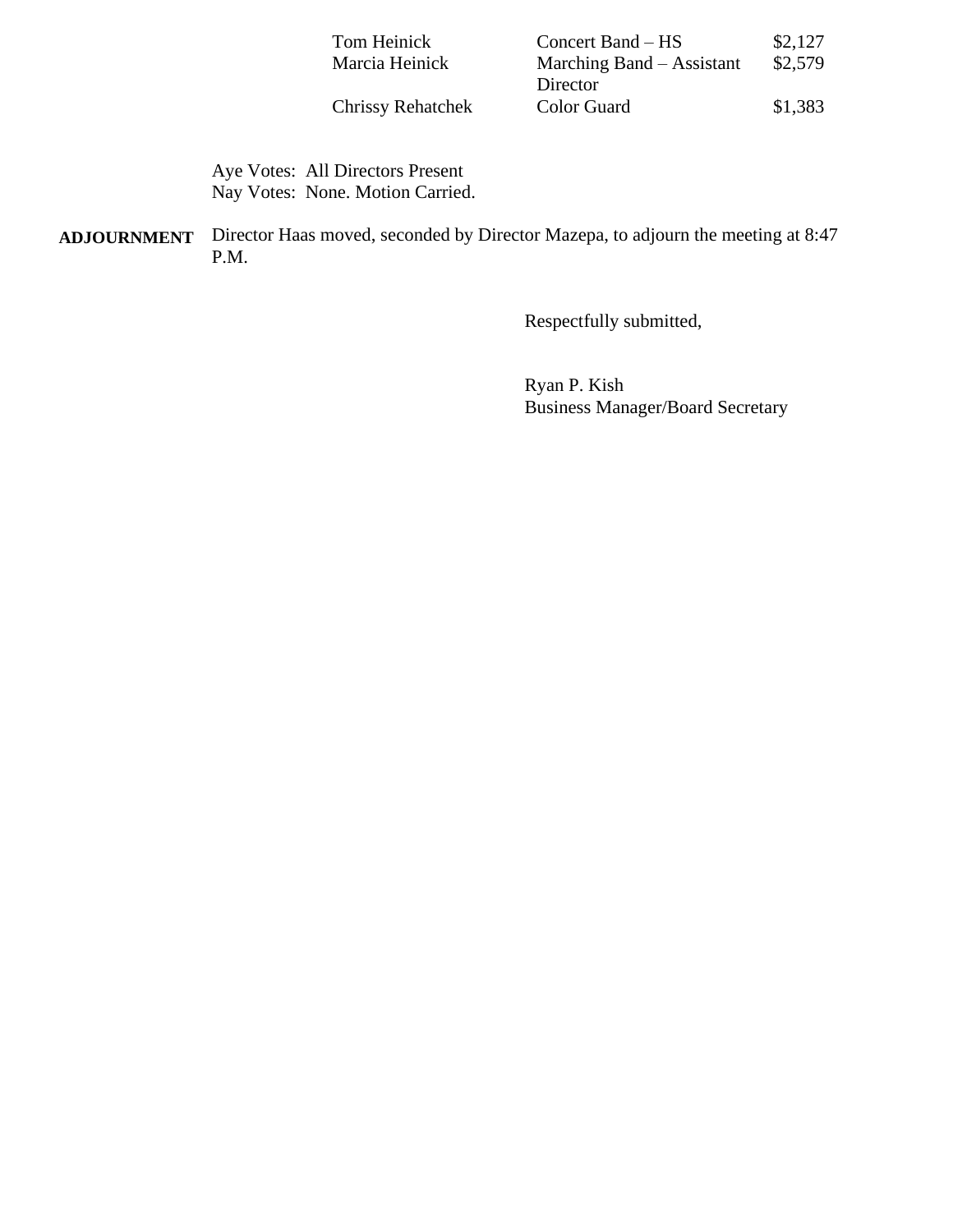| | | |
|---|---|---|
| Tom Heinick | Concert Band – HS | $2,127 |
| Marcia Heinick | Marching Band – Assistant Director | $2,579 |
| Chrissy Rehatchek | Color Guard | $1,383 |

Aye Votes: All Directors Present
Nay Votes: None. Motion Carried.

**ADJOURNMENT** Director Haas moved, seconded by Director Mazepa, to adjourn the meeting at 8:47 P.M.

Respectfully submitted,

Ryan P. Kish
Business Manager/Board Secretary